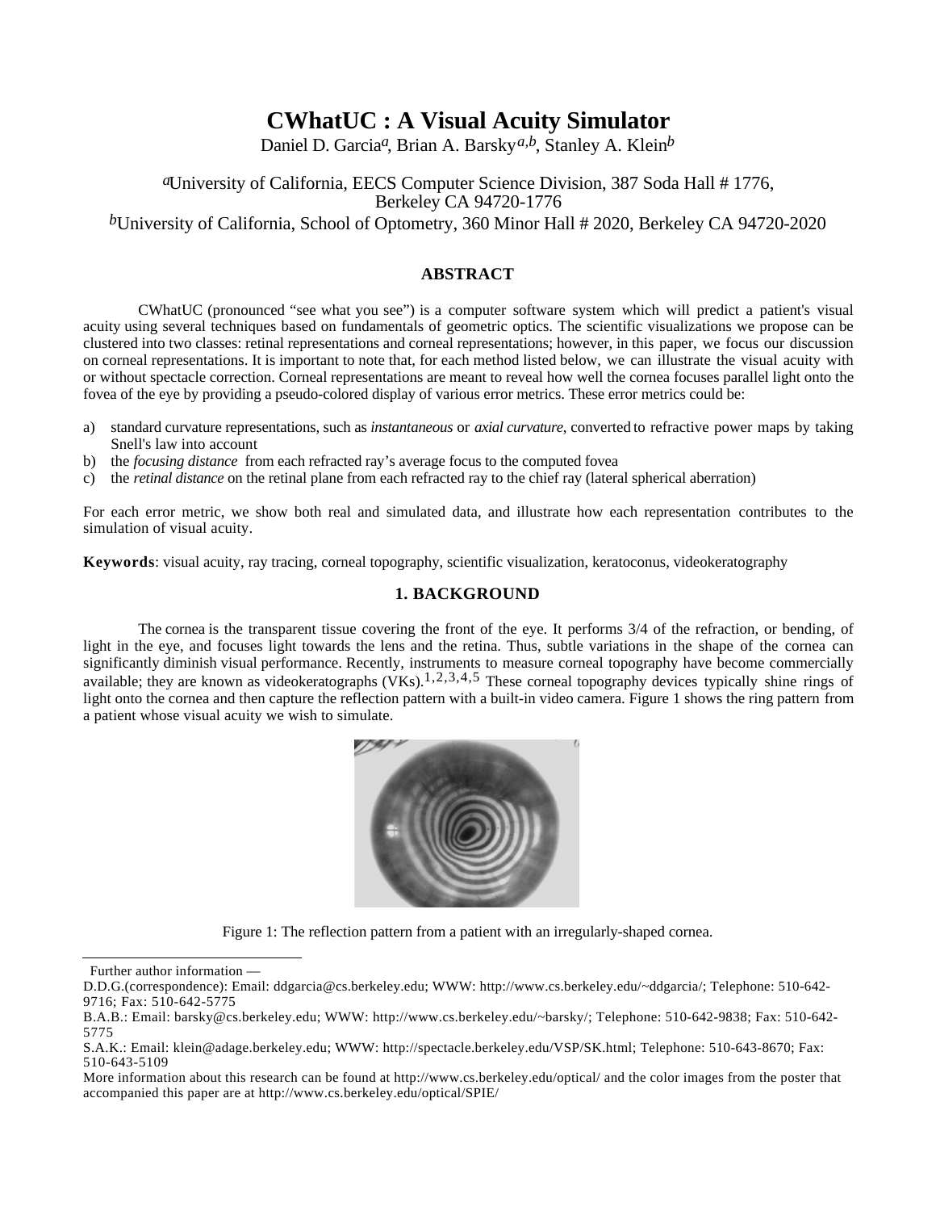# CWhatUC : A Visual Acuity Simulator

Daniel D. Garcia[a], Brian A. Barsky[a,b], Stanley A. Klein[b]

[a]University of California, EECS Computer Science Division, 387 Soda Hall # 1776, Berkeley CA 94720-1776

[b]University of California, School of Optometry, 360 Minor Hall # 2020, Berkeley CA 94720-2020

## ABSTRACT

CWhatUC (pronounced "see what you see") is a computer software system which will predict a patient's visual acuity using several techniques based on fundamentals of geometric optics. The scientific visualizations we propose can be clustered into two classes: retinal representations and corneal representations; however, in this paper, we focus our discussion on corneal representations. It is important to note that, for each method listed below, we can illustrate the visual acuity with or without spectacle correction. Corneal representations are meant to reveal how well the cornea focuses parallel light onto the fovea of the eye by providing a pseudo-colored display of various error metrics. These error metrics could be:

a) standard curvature representations, such as *instantaneous* or *axial curvature*, converted to refractive power maps by taking Snell's law into account
b) the *focusing distance* from each refracted ray's average focus to the computed fovea
c) the *retinal distance* on the retinal plane from each refracted ray to the chief ray (lateral spherical aberration)

For each error metric, we show both real and simulated data, and illustrate how each representation contributes to the simulation of visual acuity.

**Keywords**: visual acuity, ray tracing, corneal topography, scientific visualization, keratoconus, videokeratography

## 1. BACKGROUND

The cornea is the transparent tissue covering the front of the eye. It performs 3/4 of the refraction, or bending, of light in the eye, and focuses light towards the lens and the retina. Thus, subtle variations in the shape of the cornea can significantly diminish visual performance. Recently, instruments to measure corneal topography have become commercially available; they are known as videokeratographs (VKs).[1,2,3,4,5] These corneal topography devices typically shine rings of light onto the cornea and then capture the reflection pattern with a built-in video camera. Figure 1 shows the ring pattern from a patient whose visual acuity we wish to simulate.

Figure 1: The reflection pattern from a patient with an irregularly-shaped cornea.

---

Further author information —

D.D.G.(correspondence): Email: ddgarcia@cs.berkeley.edu; WWW: http://www.cs.berkeley.edu/~ddgarcia/; Telephone: 510-642-9716; Fax: 510-642-5775

B.A.B.: Email: barsky@cs.berkeley.edu; WWW: http://www.cs.berkeley.edu/~barsky/; Telephone: 510-642-9838; Fax: 510-642-5775

S.A.K.: Email: klein@adage.berkeley.edu; WWW: http://spectacle.berkeley.edu/VSP/SK.html; Telephone: 510-643-8670; Fax: 510-643-5109

More information about this research can be found at http://www.cs.berkeley.edu/optical/ and the color images from the poster that accompanied this paper are at http://www.cs.berkeley.edu/optical/SPIE/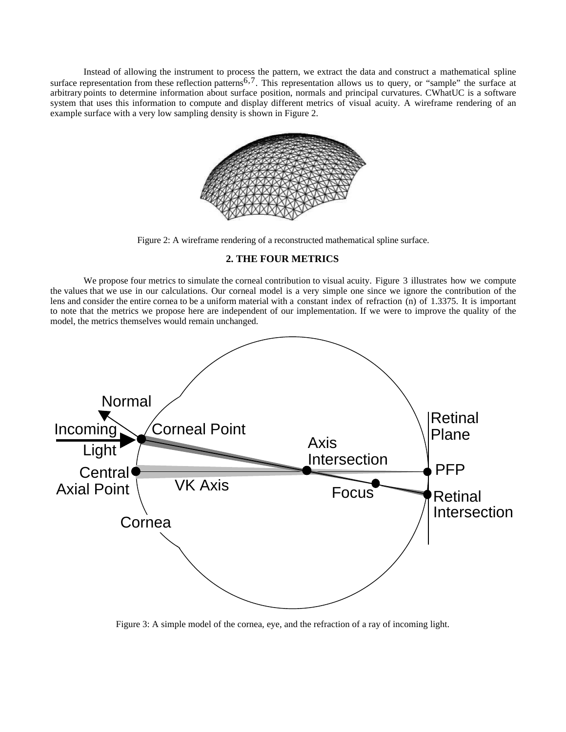Instead of allowing the instrument to process the pattern, we extract the data and construct a mathematical spline surface representation from these reflection patterns[6,7]. This representation allows us to query, or "sample" the surface at arbitrary points to determine information about surface position, normals and principal curvatures. CWhatUC is a software system that uses this information to compute and display different metrics of visual acuity. A wireframe rendering of an example surface with a very low sampling density is shown in Figure 2.

Figure 2: A wireframe rendering of a reconstructed mathematical spline surface.

## 2. THE FOUR METRICS

We propose four metrics to simulate the corneal contribution to visual acuity. Figure 3 illustrates how we compute the values that we use in our calculations. Our corneal model is a very simple one since we ignore the contribution of the lens and consider the entire cornea to be a uniform material with a constant index of refraction (n) of 1.3375. It is important to note that the metrics we propose here are independent of our implementation. If we were to improve the quality of the model, the metrics themselves would remain unchanged.

Figure 3: A simple model of the cornea, eye, and the refraction of a ray of incoming light.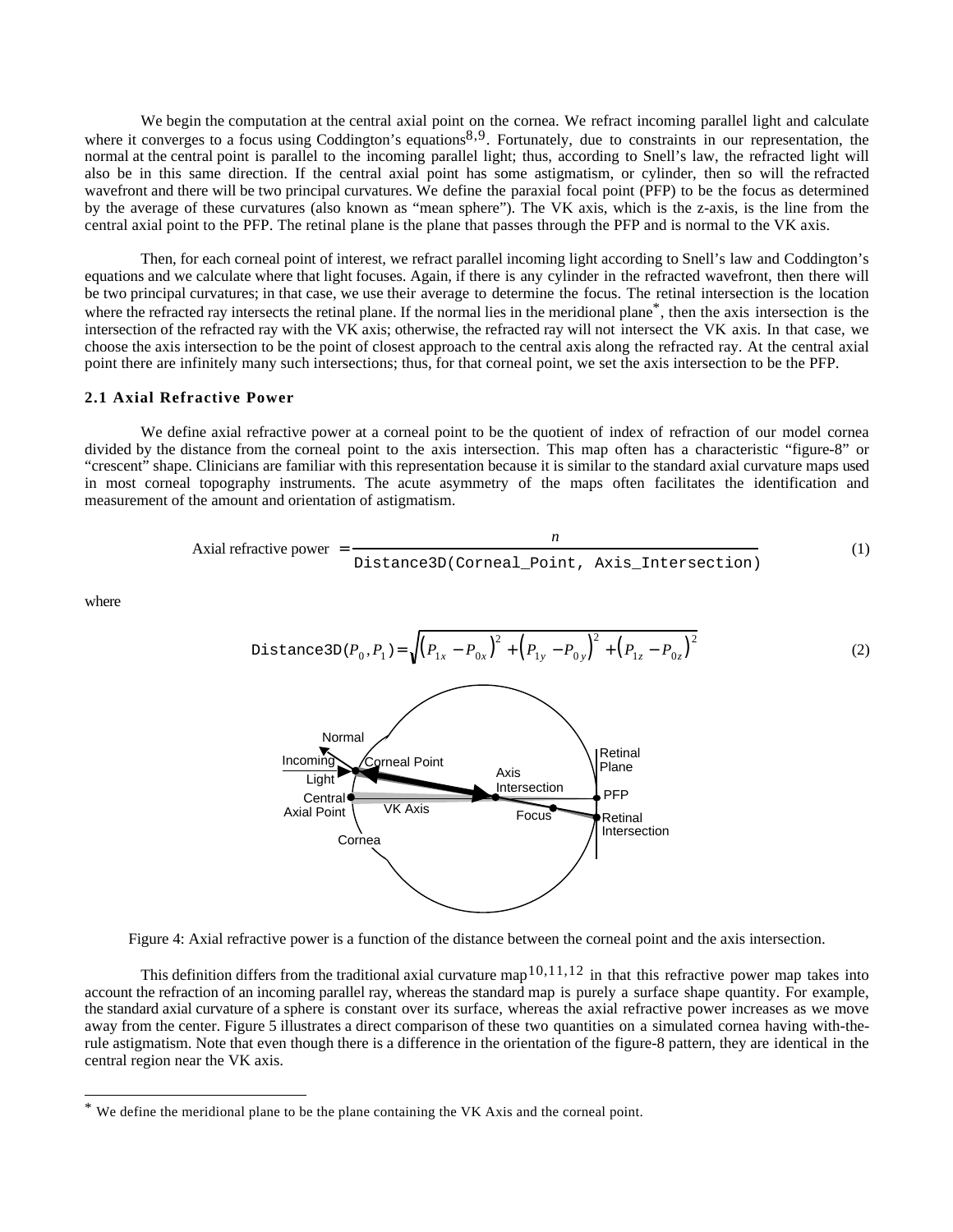We begin the computation at the central axial point on the cornea. We refract incoming parallel light and calculate where it converges to a focus using Coddington's equations[8,9]. Fortunately, due to constraints in our representation, the normal at the central point is parallel to the incoming parallel light; thus, according to Snell's law, the refracted light will also be in this same direction. If the central axial point has some astigmatism, or cylinder, then so will the refracted wavefront and there will be two principal curvatures. We define the paraxial focal point (PFP) to be the focus as determined by the average of these curvatures (also known as "mean sphere"). The VK axis, which is the z-axis, is the line from the central axial point to the PFP. The retinal plane is the plane that passes through the PFP and is normal to the VK axis.

Then, for each corneal point of interest, we refract parallel incoming light according to Snell's law and Coddington's equations and we calculate where that light focuses. Again, if there is any cylinder in the refracted wavefront, then there will be two principal curvatures; in that case, we use their average to determine the focus. The retinal intersection is the location where the refracted ray intersects the retinal plane. If the normal lies in the meridional plane*, then the axis intersection is the intersection of the refracted ray with the VK axis; otherwise, the refracted ray will not intersect the VK axis. In that case, we choose the axis intersection to be the point of closest approach to the central axis along the refracted ray. At the central axial point there are infinitely many such intersections; thus, for that corneal point, we set the axis intersection to be the PFP.

### 2.1 Axial Refractive Power

We define axial refractive power at a corneal point to be the quotient of index of refraction of our model cornea divided by the distance from the corneal point to the axis intersection. This map often has a characteristic "figure-8" or "crescent" shape. Clinicians are familiar with this representation because it is similar to the standard axial curvature maps used in most corneal topography instruments. The acute asymmetry of the maps often facilitates the identification and measurement of the amount and orientation of astigmatism.

$$\text{Axial refractive power } = \frac{n}{\texttt{Distance3D(Corneal\_Point, Axis\_Intersection)}} \tag{1}$$

where

$$\texttt{Distance3D}(P_0, P_1) = \sqrt{\left(P_{1x} - P_{0x}\right)^2 + \left(P_{1y} - P_{0y}\right)^2 + \left(P_{1z} - P_{0z}\right)^2} \tag{2}$$

Figure 4: Axial refractive power is a function of the distance between the corneal point and the axis intersection.

This definition differs from the traditional axial curvature map[10,11,12] in that this refractive power map takes into account the refraction of an incoming parallel ray, whereas the standard map is purely a surface shape quantity. For example, the standard axial curvature of a sphere is constant over its surface, whereas the axial refractive power increases as we move away from the center. Figure 5 illustrates a direct comparison of these two quantities on a simulated cornea having with-the-rule astigmatism. Note that even though there is a difference in the orientation of the figure-8 pattern, they are identical in the central region near the VK axis.

* We define the meridional plane to be the plane containing the VK Axis and the corneal point.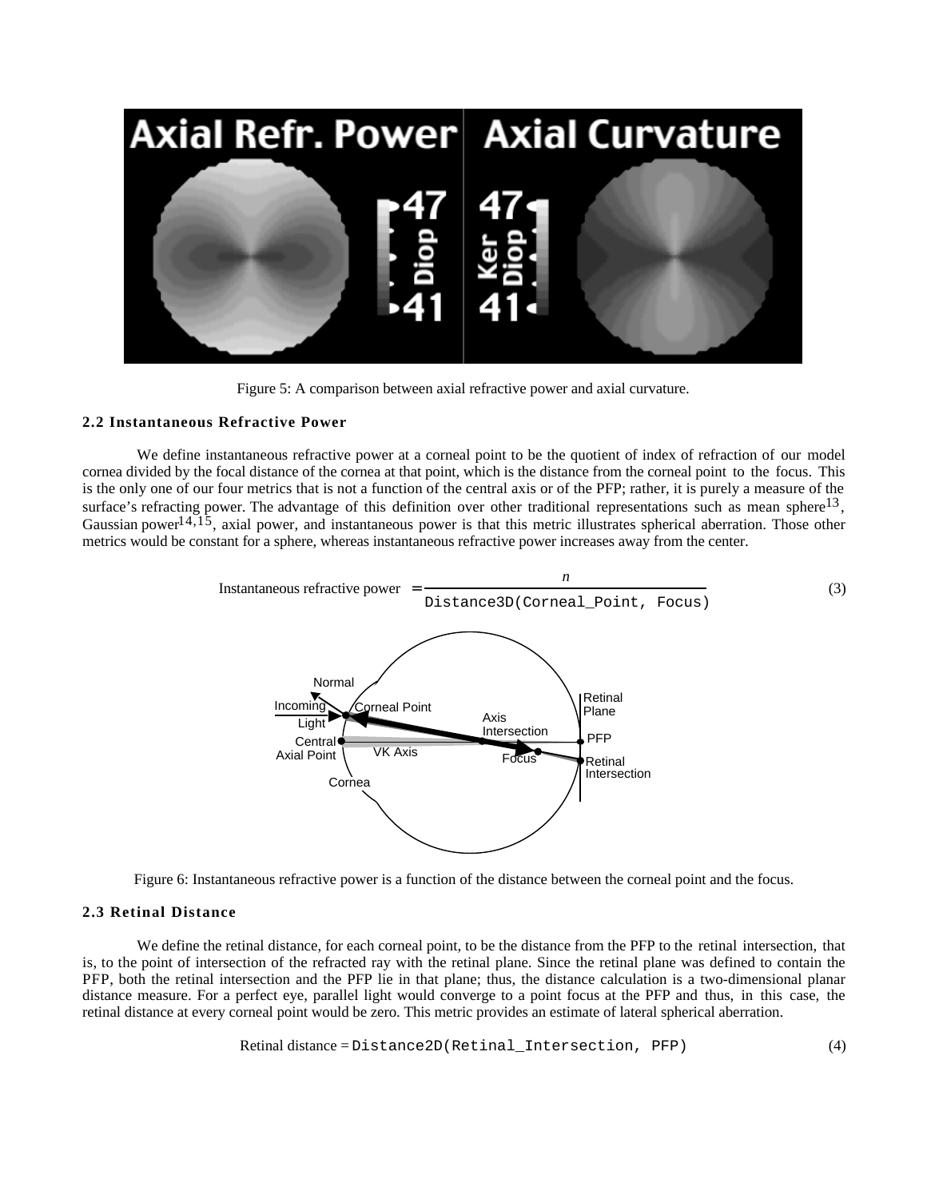Figure 5: A comparison between axial refractive power and axial curvature.

### 2.2 Instantaneous Refractive Power

We define instantaneous refractive power at a corneal point to be the quotient of index of refraction of our model cornea divided by the focal distance of the cornea at that point, which is the distance from the corneal point to the focus. This is the only one of our four metrics that is not a function of the central axis or of the PFP; rather, it is purely a measure of the surface's refracting power. The advantage of this definition over other traditional representations such as mean sphere[13], Gaussian power[14,15], axial power, and instantaneous power is that this metric illustrates spherical aberration. Those other metrics would be constant for a sphere, whereas instantaneous refractive power increases away from the center.

$$\text{Instantaneous refractive power} = \frac{n}{\texttt{Distance3D(Corneal\_Point, Focus)}} \tag{3}$$

Figure 6: Instantaneous refractive power is a function of the distance between the corneal point and the focus.

### 2.3 Retinal Distance

We define the retinal distance, for each corneal point, to be the distance from the PFP to the retinal intersection, that is, to the point of intersection of the refracted ray with the retinal plane. Since the retinal plane was defined to contain the PFP, both the retinal intersection and the PFP lie in that plane; thus, the distance calculation is a two-dimensional planar distance measure. For a perfect eye, parallel light would converge to a point focus at the PFP and thus, in this case, the retinal distance at every corneal point would be zero. This metric provides an estimate of lateral spherical aberration.

$$\text{Retinal distance} = \texttt{Distance2D(Retinal\_Intersection, PFP)} \tag{4}$$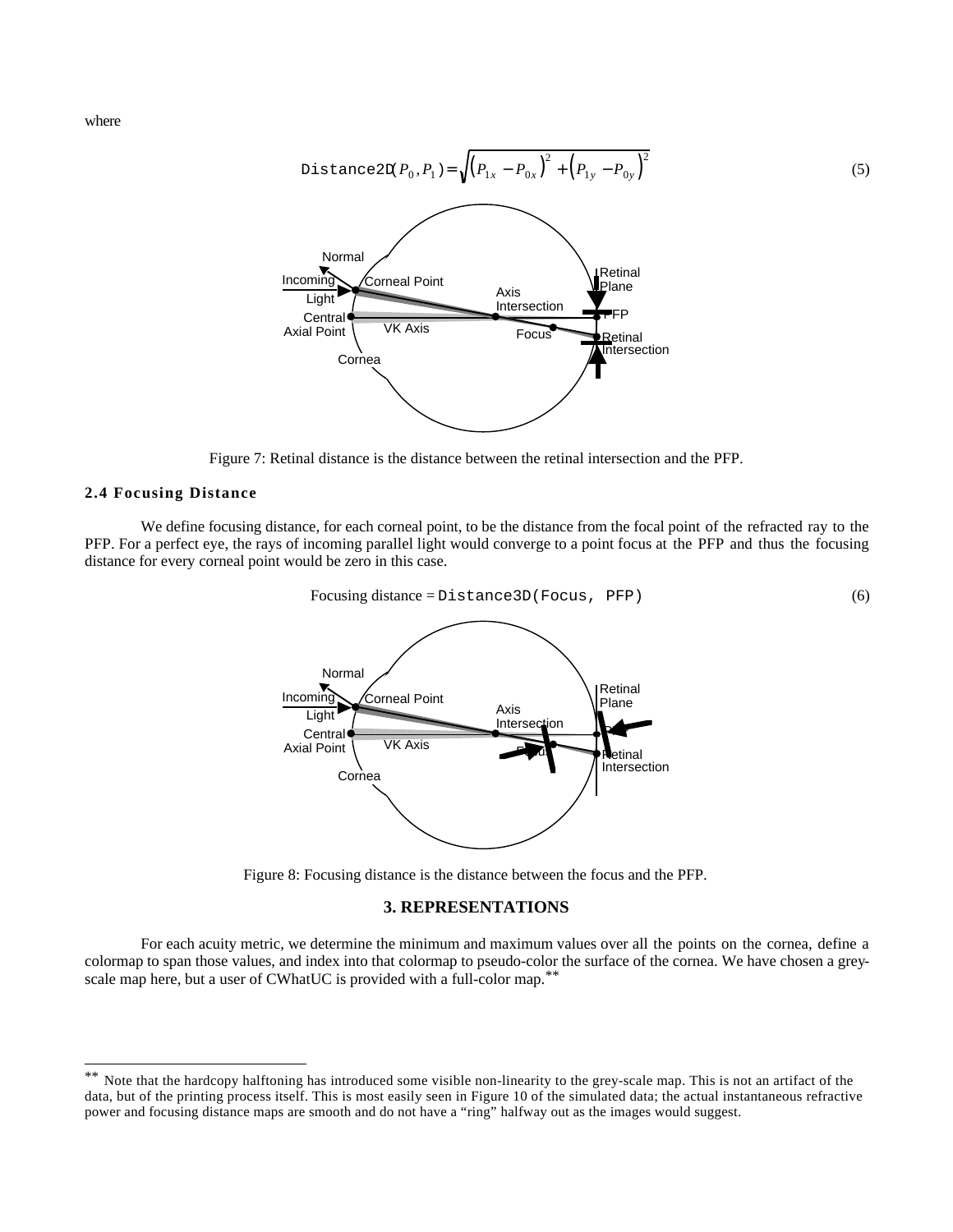where

$$\texttt{Distance2D}(P_0, P_1) = \sqrt{\left(P_{1x} - P_{0x}\right)^2 + \left(P_{1y} - P_{0y}\right)^2} \tag{5}$$

Figure 7: Retinal distance is the distance between the retinal intersection and the PFP.

### 2.4 Focusing Distance

We define focusing distance, for each corneal point, to be the distance from the focal point of the refracted ray to the PFP. For a perfect eye, the rays of incoming parallel light would converge to a point focus at the PFP and thus the focusing distance for every corneal point would be zero in this case.

$$\text{Focusing distance} = \texttt{Distance3D(Focus, PFP)} \tag{6}$$

Figure 8: Focusing distance is the distance between the focus and the PFP.

## 3. REPRESENTATIONS

For each acuity metric, we determine the minimum and maximum values over all the points on the cornea, define a colormap to span those values, and index into that colormap to pseudo-color the surface of the cornea. We have chosen a grey-scale map here, but a user of CWhatUC is provided with a full-color map.**

** Note that the hardcopy halftoning has introduced some visible non-linearity to the grey-scale map. This is not an artifact of the data, but of the printing process itself. This is most easily seen in Figure 10 of the simulated data; the actual instantaneous refractive power and focusing distance maps are smooth and do not have a "ring" halfway out as the images would suggest.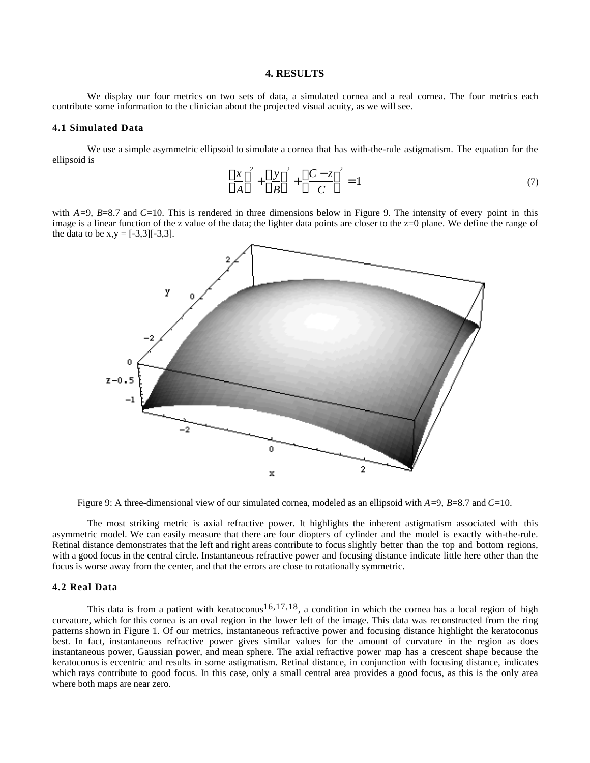## 4. RESULTS

We display our four metrics on two sets of data, a simulated cornea and a real cornea. The four metrics each contribute some information to the clinician about the projected visual acuity, as we will see.

### 4.1 Simulated Data

We use a simple asymmetric ellipsoid to simulate a cornea that has with-the-rule astigmatism. The equation for the ellipsoid is

$$\left(\frac{x}{A}\right)^2 + \left(\frac{y}{B}\right)^2 + \left(\frac{C-z}{C}\right)^2 = 1 \tag{7}$$

with $A$=9, $B$=8.7 and $C$=10. This is rendered in three dimensions below in Figure 9. The intensity of every point in this image is a linear function of the z value of the data; the lighter data points are closer to the z=0 plane. We define the range of the data to be x,y = [-3,3][-3,3].

Figure 9: A three-dimensional view of our simulated cornea, modeled as an ellipsoid with $A$=9, $B$=8.7 and $C$=10.

The most striking metric is axial refractive power. It highlights the inherent astigmatism associated with this asymmetric model. We can easily measure that there are four diopters of cylinder and the model is exactly with-the-rule. Retinal distance demonstrates that the left and right areas contribute to focus slightly better than the top and bottom regions, with a good focus in the central circle. Instantaneous refractive power and focusing distance indicate little here other than the focus is worse away from the center, and that the errors are close to rotationally symmetric.

### 4.2 Real Data

This data is from a patient with keratoconus[16,17,18], a condition in which the cornea has a local region of high curvature, which for this cornea is an oval region in the lower left of the image. This data was reconstructed from the ring patterns shown in Figure 1. Of our metrics, instantaneous refractive power and focusing distance highlight the keratoconus best. In fact, instantaneous refractive power gives similar values for the amount of curvature in the region as does instantaneous power, Gaussian power, and mean sphere. The axial refractive power map has a crescent shape because the keratoconus is eccentric and results in some astigmatism. Retinal distance, in conjunction with focusing distance, indicates which rays contribute to good focus. In this case, only a small central area provides a good focus, as this is the only area where both maps are near zero.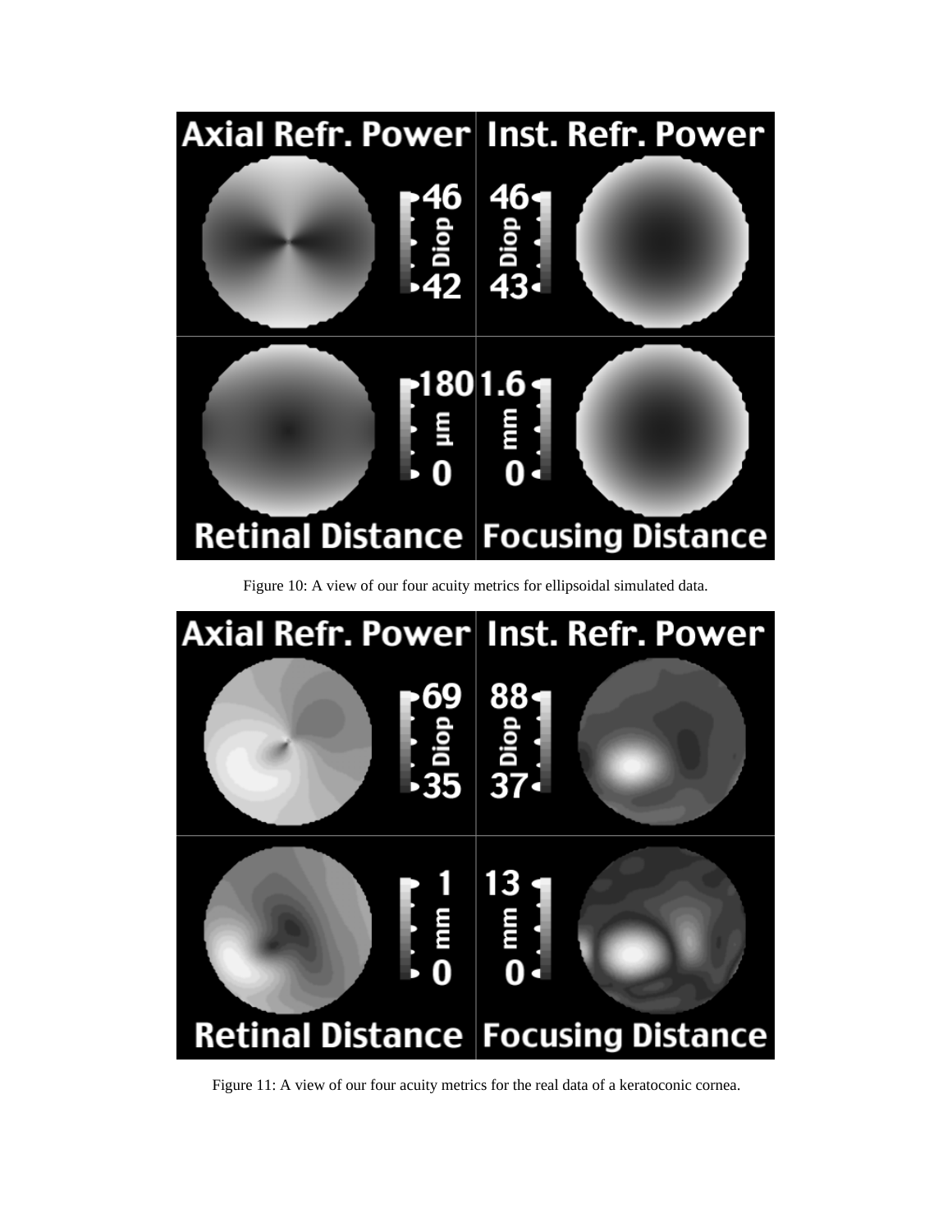Figure 10: A view of our four acuity metrics for ellipsoidal simulated data.

Figure 11: A view of our four acuity metrics for the real data of a keratoconic cornea.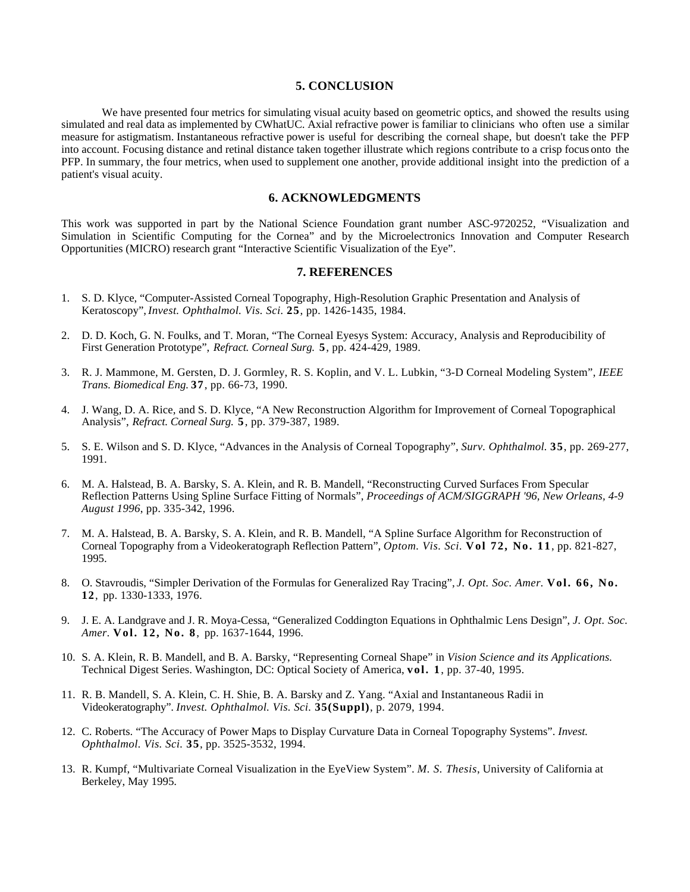## 5. CONCLUSION

We have presented four metrics for simulating visual acuity based on geometric optics, and showed the results using simulated and real data as implemented by CWhatUC. Axial refractive power is familiar to clinicians who often use a similar measure for astigmatism. Instantaneous refractive power is useful for describing the corneal shape, but doesn't take the PFP into account. Focusing distance and retinal distance taken together illustrate which regions contribute to a crisp focus onto the PFP. In summary, the four metrics, when used to supplement one another, provide additional insight into the prediction of a patient's visual acuity.

## 6. ACKNOWLEDGMENTS

This work was supported in part by the National Science Foundation grant number ASC-9720252, "Visualization and Simulation in Scientific Computing for the Cornea" and by the Microelectronics Innovation and Computer Research Opportunities (MICRO) research grant "Interactive Scientific Visualization of the Eye".

## 7. REFERENCES

1. S. D. Klyce, "Computer-Assisted Corneal Topography, High-Resolution Graphic Presentation and Analysis of Keratoscopy", *Invest. Ophthalmol. Vis. Sci.* **25**, pp. 1426-1435, 1984.

2. D. D. Koch, G. N. Foulks, and T. Moran, "The Corneal Eyesys System: Accuracy, Analysis and Reproducibility of First Generation Prototype", *Refract. Corneal Surg.* **5**, pp. 424-429, 1989.

3. R. J. Mammone, M. Gersten, D. J. Gormley, R. S. Koplin, and V. L. Lubkin, "3-D Corneal Modeling System", *IEEE Trans. Biomedical Eng.* **37**, pp. 66-73, 1990.

4. J. Wang, D. A. Rice, and S. D. Klyce, "A New Reconstruction Algorithm for Improvement of Corneal Topographical Analysis", *Refract. Corneal Surg.* **5**, pp. 379-387, 1989.

5. S. E. Wilson and S. D. Klyce, "Advances in the Analysis of Corneal Topography", *Surv. Ophthalmol.* **35**, pp. 269-277, 1991.

6. M. A. Halstead, B. A. Barsky, S. A. Klein, and R. B. Mandell, "Reconstructing Curved Surfaces From Specular Reflection Patterns Using Spline Surface Fitting of Normals", *Proceedings of ACM/SIGGRAPH '96, New Orleans, 4-9 August 1996*, pp. 335-342, 1996.

7. M. A. Halstead, B. A. Barsky, S. A. Klein, and R. B. Mandell, "A Spline Surface Algorithm for Reconstruction of Corneal Topography from a Videokeratograph Reflection Pattern", *Optom. Vis. Sci.* **Vol 72, No. 11**, pp. 821-827, 1995.

8. O. Stavroudis, "Simpler Derivation of the Formulas for Generalized Ray Tracing", *J. Opt. Soc. Amer.* **Vol. 66, No. 12**, pp. 1330-1333, 1976.

9. J. E. A. Landgrave and J. R. Moya-Cessa, "Generalized Coddington Equations in Ophthalmic Lens Design", *J. Opt. Soc. Amer.* **Vol. 12, No. 8**, pp. 1637-1644, 1996.

10. S. A. Klein, R. B. Mandell, and B. A. Barsky, "Representing Corneal Shape" in *Vision Science and its Applications.* Technical Digest Series. Washington, DC: Optical Society of America, **vol. 1**, pp. 37-40, 1995.

11. R. B. Mandell, S. A. Klein, C. H. Shie, B. A. Barsky and Z. Yang. "Axial and Instantaneous Radii in Videokeratography". *Invest. Ophthalmol. Vis. Sci.* **35(Suppl)**, p. 2079, 1994.

12. C. Roberts. "The Accuracy of Power Maps to Display Curvature Data in Corneal Topography Systems". *Invest. Ophthalmol. Vis. Sci.* **35**, pp. 3525-3532, 1994.

13. R. Kumpf, "Multivariate Corneal Visualization in the EyeView System". *M. S. Thesis*, University of California at Berkeley, May 1995.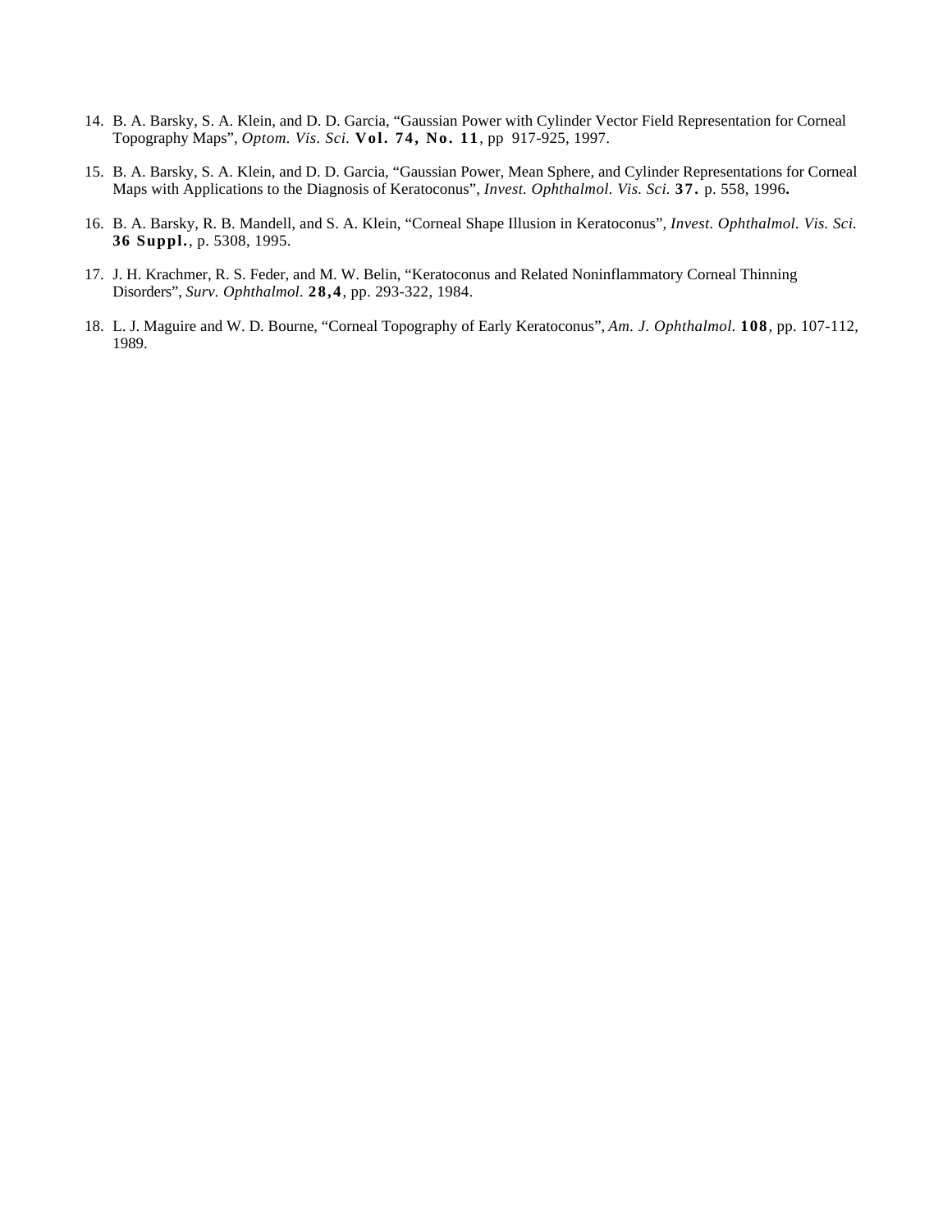14. B. A. Barsky, S. A. Klein, and D. D. Garcia, “Gaussian Power with Cylinder Vector Field Representation for Corneal Topography Maps”, *Optom. Vis. Sci.* **Vol. 74, No. 11**, pp 917-925, 1997.

15. B. A. Barsky, S. A. Klein, and D. D. Garcia, “Gaussian Power, Mean Sphere, and Cylinder Representations for Corneal Maps with Applications to the Diagnosis of Keratoconus”, *Invest. Ophthalmol. Vis. Sci.* **37.** p. 558, 1996**.**

16. B. A. Barsky, R. B. Mandell, and S. A. Klein, “Corneal Shape Illusion in Keratoconus”, *Invest. Ophthalmol. Vis. Sci.* **36 Suppl.**, p. 5308, 1995.

17. J. H. Krachmer, R. S. Feder, and M. W. Belin, “Keratoconus and Related Noninflammatory Corneal Thinning Disorders”, *Surv. Ophthalmol.* **28,4**, pp. 293-322, 1984.

18. L. J. Maguire and W. D. Bourne, “Corneal Topography of Early Keratoconus”, *Am. J. Ophthalmol.* **108**, pp. 107-112, 1989.